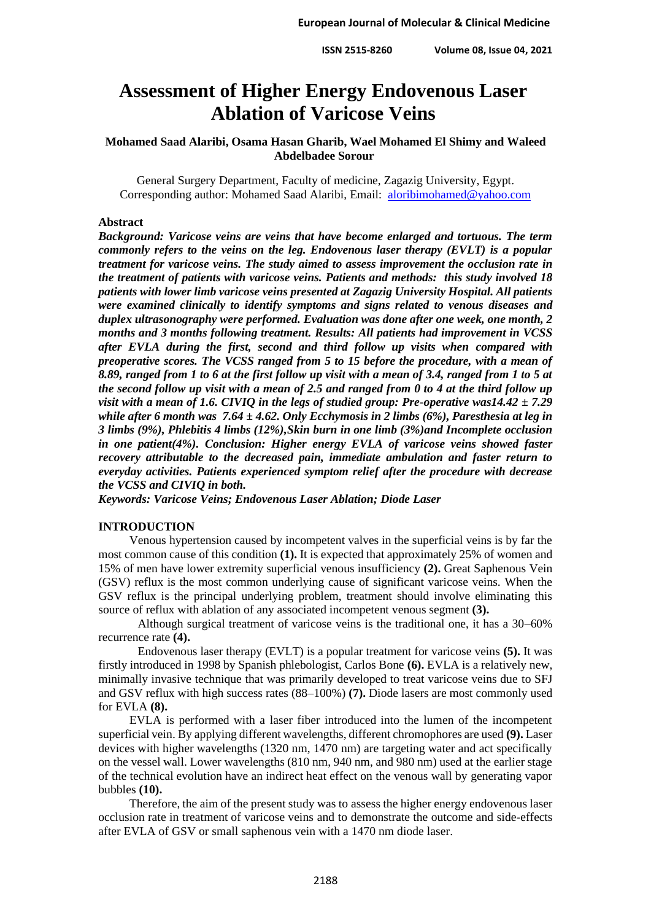# Assessment of Higher Energy Endovenous Laser Ablation of Varicose Veins

**Mohamed Saad Alaribi, Osama Hasan Gharib, Wael Mohamed El Shimy and Waleed Abdelbadee Sorour**

General Surgery Department, Faculty of medicine, Zagazig University, Egypt.
Corresponding author: Mohamed Saad Alaribi, Email: aloribimohamed@yahoo.com

## Abstract

***Background:** Varicose veins are veins that have become enlarged and tortuous. The term commonly refers to the veins on the leg. Endovenous laser therapy (EVLT) is a popular treatment for varicose veins. The study aimed to assess improvement the occlusion rate in the treatment of patients with varicose veins. **Patients and methods:** this study involved 18 patients with lower limb varicose veins presented at Zagazig University Hospital. All patients were examined clinically to identify symptoms and signs related to venous diseases and duplex ultrasonography were performed. Evaluation was done after one week, one month, 2 months and 3 months following treatment. **Results:** All patients had improvement in VCSS after EVLA during the first, second and third follow up visits when compared with preoperative scores. The VCSS ranged from 5 to 15 before the procedure, with a mean of 8.89, ranged from 1 to 6 at the first follow up visit with a mean of 3.4, ranged from 1 to 5 at the second follow up visit with a mean of 2.5 and ranged from 0 to 4 at the third follow up visit with a mean of 1.6. CIVIQ in the legs of studied group: Pre-operative was14.42 ± 7.29 while after 6 month was 7.64 ± 4.62. Only Ecchymosis in 2 limbs (6%), Paresthesia at leg in 3 limbs (9%), Phlebitis 4 limbs (12%),Skin burn in one limb (3%)and Incomplete occlusion in one patient(4%). **Conclusion:** Higher energy EVLA of varicose veins showed faster recovery attributable to the decreased pain, immediate ambulation and faster return to everyday activities. Patients experienced symptom relief after the procedure with decrease the VCSS and CIVIQ in both.*

***Keywords:** Varicose Veins; Endovenous Laser Ablation; Diode Laser*

## INTRODUCTION

Venous hypertension caused by incompetent valves in the superficial veins is by far the most common cause of this condition **(1).** It is expected that approximately 25% of women and 15% of men have lower extremity superficial venous insufficiency **(2).** Great Saphenous Vein (GSV) reflux is the most common underlying cause of significant varicose veins. When the GSV reflux is the principal underlying problem, treatment should involve eliminating this source of reflux with ablation of any associated incompetent venous segment **(3).**

Although surgical treatment of varicose veins is the traditional one, it has a 30–60% recurrence rate **(4).**

Endovenous laser therapy (EVLT) is a popular treatment for varicose veins **(5).** It was firstly introduced in 1998 by Spanish phlebologist, Carlos Bone **(6).** EVLA is a relatively new, minimally invasive technique that was primarily developed to treat varicose veins due to SFJ and GSV reflux with high success rates (88–100%) **(7).** Diode lasers are most commonly used for EVLA **(8).**

EVLA is performed with a laser fiber introduced into the lumen of the incompetent superficial vein. By applying different wavelengths, different chromophores are used **(9).** Laser devices with higher wavelengths (1320 nm, 1470 nm) are targeting water and act specifically on the vessel wall. Lower wavelengths (810 nm, 940 nm, and 980 nm) used at the earlier stage of the technical evolution have an indirect heat effect on the venous wall by generating vapor bubbles **(10).**

Therefore, the aim of the present study was to assess the higher energy endovenous laser occlusion rate in treatment of varicose veins and to demonstrate the outcome and side-effects after EVLA of GSV or small saphenous vein with a 1470 nm diode laser.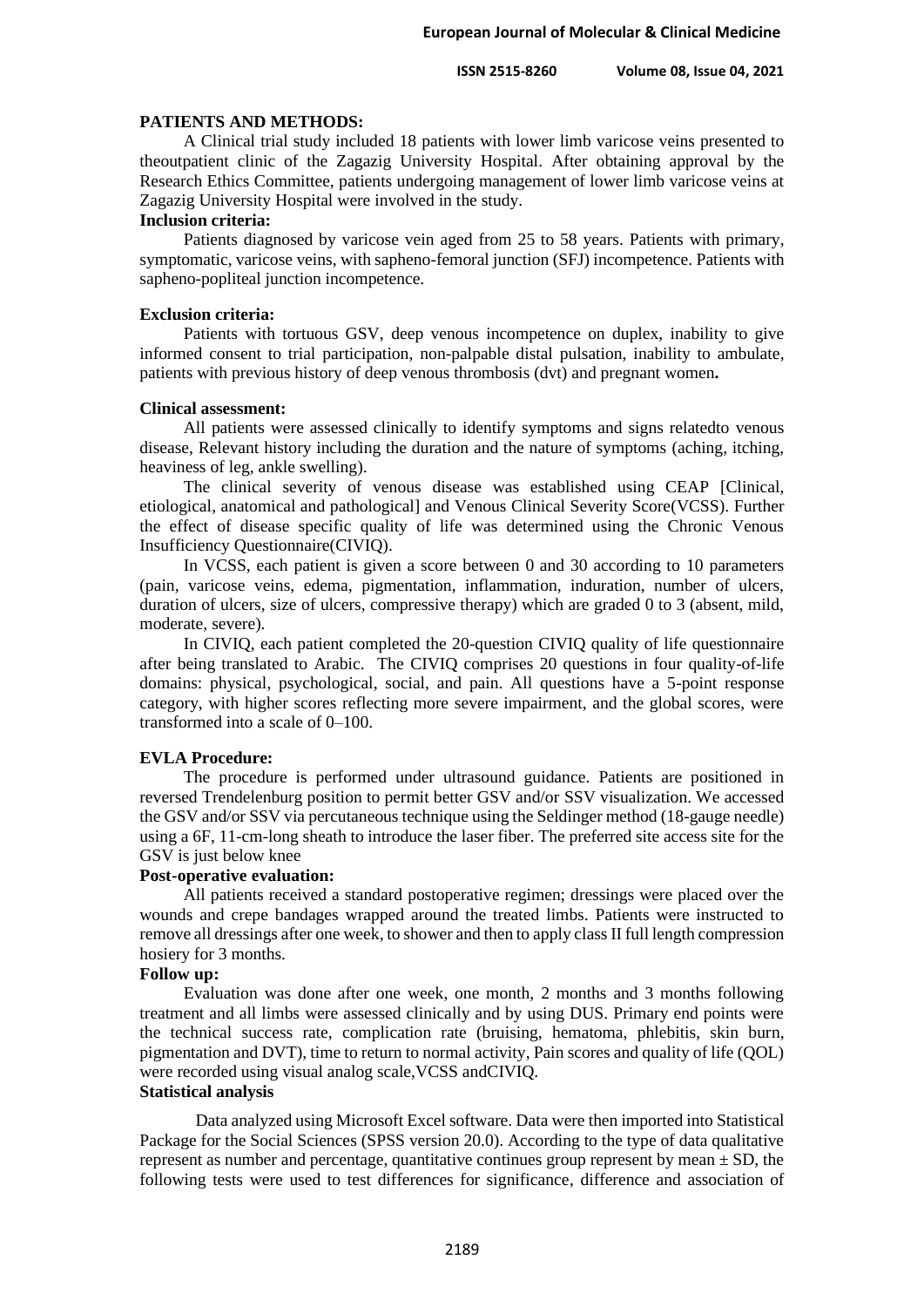## PATIENTS AND METHODS:

A Clinical trial study included 18 patients with lower limb varicose veins presented to theoutpatient clinic of the Zagazig University Hospital. After obtaining approval by the Research Ethics Committee, patients undergoing management of lower limb varicose veins at Zagazig University Hospital were involved in the study.

### Inclusion criteria:

Patients diagnosed by varicose vein aged from 25 to 58 years. Patients with primary, symptomatic, varicose veins, with sapheno-femoral junction (SFJ) incompetence. Patients with sapheno-popliteal junction incompetence.

### Exclusion criteria:

Patients with tortuous GSV, deep venous incompetence on duplex, inability to give informed consent to trial participation, non-palpable distal pulsation, inability to ambulate, patients with previous history of deep venous thrombosis (dvt) and pregnant women**.**

### Clinical assessment:

All patients were assessed clinically to identify symptoms and signs relatedto venous disease, Relevant history including the duration and the nature of symptoms (aching, itching, heaviness of leg, ankle swelling).

The clinical severity of venous disease was established using CEAP [Clinical, etiological, anatomical and pathological] and Venous Clinical Severity Score(VCSS). Further the effect of disease specific quality of life was determined using the Chronic Venous Insufficiency Questionnaire(CIVIQ).

In VCSS, each patient is given a score between 0 and 30 according to 10 parameters (pain, varicose veins, edema, pigmentation, inflammation, induration, number of ulcers, duration of ulcers, size of ulcers, compressive therapy) which are graded 0 to 3 (absent, mild, moderate, severe).

In CIVIQ, each patient completed the 20-question CIVIQ quality of life questionnaire after being translated to Arabic. The CIVIQ comprises 20 questions in four quality-of-life domains: physical, psychological, social, and pain. All questions have a 5-point response category, with higher scores reflecting more severe impairment, and the global scores, were transformed into a scale of 0–100.

### EVLA Procedure:

The procedure is performed under ultrasound guidance. Patients are positioned in reversed Trendelenburg position to permit better GSV and/or SSV visualization. We accessed the GSV and/or SSV via percutaneous technique using the Seldinger method (18-gauge needle) using a 6F, 11-cm-long sheath to introduce the laser fiber. The preferred site access site for the GSV is just below knee

### Post-operative evaluation:

All patients received a standard postoperative regimen; dressings were placed over the wounds and crepe bandages wrapped around the treated limbs. Patients were instructed to remove all dressings after one week, to shower and then to apply class II full length compression hosiery for 3 months.

### Follow up:

Evaluation was done after one week, one month, 2 months and 3 months following treatment and all limbs were assessed clinically and by using DUS. Primary end points were the technical success rate, complication rate (bruising, hematoma, phlebitis, skin burn, pigmentation and DVT), time to return to normal activity, Pain scores and quality of life (QOL) were recorded using visual analog scale,VCSS andCIVIQ.

### Statistical analysis

Data analyzed using Microsoft Excel software. Data were then imported into Statistical Package for the Social Sciences (SPSS version 20.0). According to the type of data qualitative represent as number and percentage, quantitative continues group represent by mean ± SD, the following tests were used to test differences for significance, difference and association of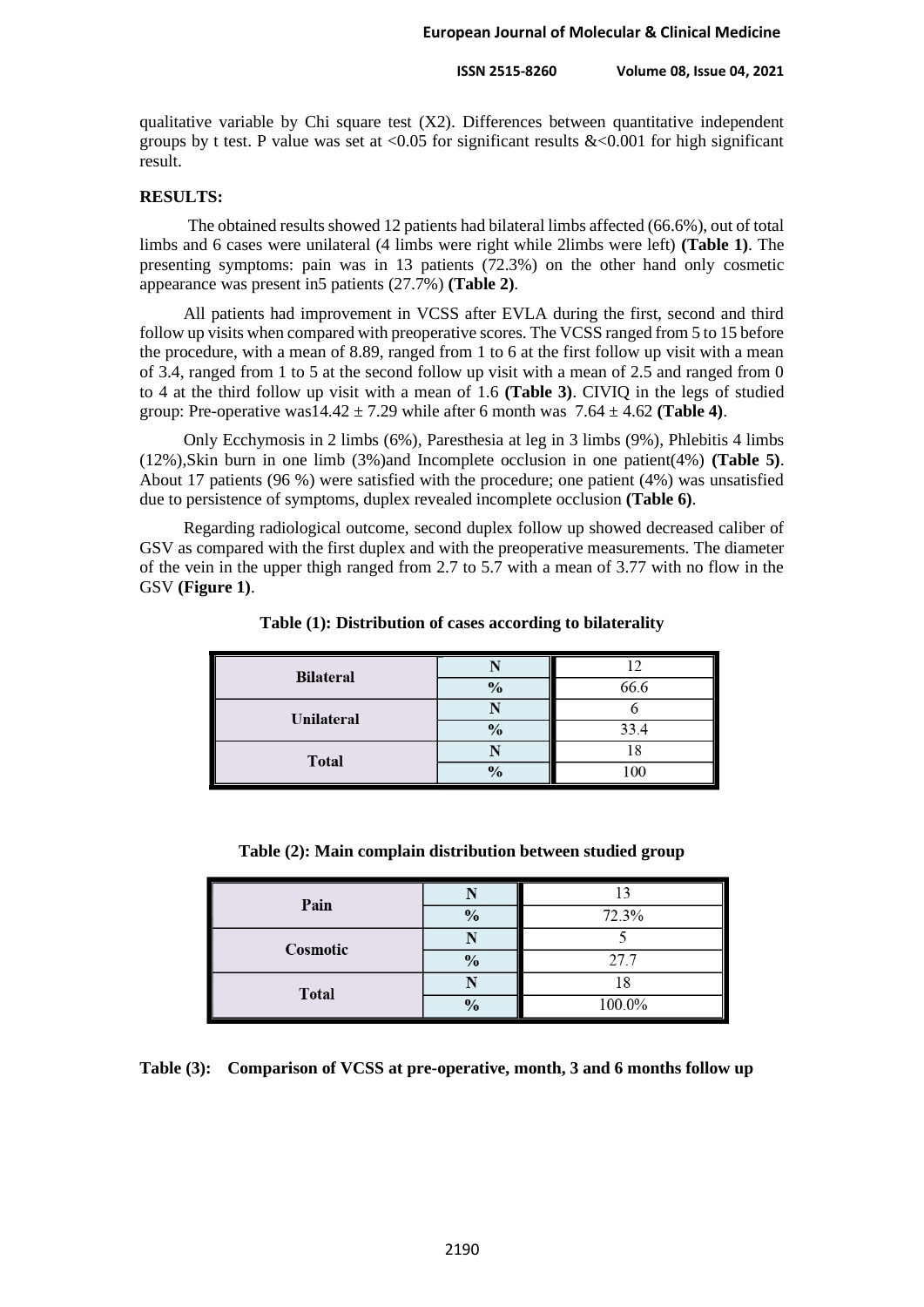qualitative variable by Chi square test (X2). Differences between quantitative independent groups by t test. P value was set at <0.05 for significant results &<0.001 for high significant result.

**RESULTS:**

The obtained results showed 12 patients had bilateral limbs affected (66.6%), out of total limbs and 6 cases were unilateral (4 limbs were right while 2limbs were left) **(Table 1)**. The presenting symptoms: pain was in 13 patients (72.3%) on the other hand only cosmetic appearance was present in5 patients (27.7%) **(Table 2)**.

All patients had improvement in VCSS after EVLA during the first, second and third follow up visits when compared with preoperative scores. The VCSS ranged from 5 to 15 before the procedure, with a mean of 8.89, ranged from 1 to 6 at the first follow up visit with a mean of 3.4, ranged from 1 to 5 at the second follow up visit with a mean of 2.5 and ranged from 0 to 4 at the third follow up visit with a mean of 1.6 **(Table 3)**. CIVIQ in the legs of studied group: Pre-operative was14.42 ± 7.29 while after 6 month was 7.64 ± 4.62 **(Table 4)**.

Only Ecchymosis in 2 limbs (6%), Paresthesia at leg in 3 limbs (9%), Phlebitis 4 limbs (12%),Skin burn in one limb (3%)and Incomplete occlusion in one patient(4%) **(Table 5)**. About 17 patients (96 %) were satisfied with the procedure; one patient (4%) was unsatisfied due to persistence of symptoms, duplex revealed incomplete occlusion **(Table 6)**.

Regarding radiological outcome, second duplex follow up showed decreased caliber of GSV as compared with the first duplex and with the preoperative measurements. The diameter of the vein in the upper thigh ranged from 2.7 to 5.7 with a mean of 3.77 with no flow in the GSV **(Figure 1)**.

**Table (1): Distribution of cases according to bilaterality**

| | | |
|---|---|---|
| Bilateral | N | 12 |
| | % | 66.6 |
| Unilateral | N | 6 |
| | % | 33.4 |
| Total | N | 18 |
| | % | 100 |

**Table (2): Main complain distribution between studied group**

| | | |
|---|---|---|
| Pain | N | 13 |
| | % | 72.3% |
| Cosmotic | N | 5 |
| | % | 27.7 |
| Total | N | 18 |
| | % | 100.0% |

**Table (3): Comparison of VCSS at pre-operative, month, 3 and 6 months follow up**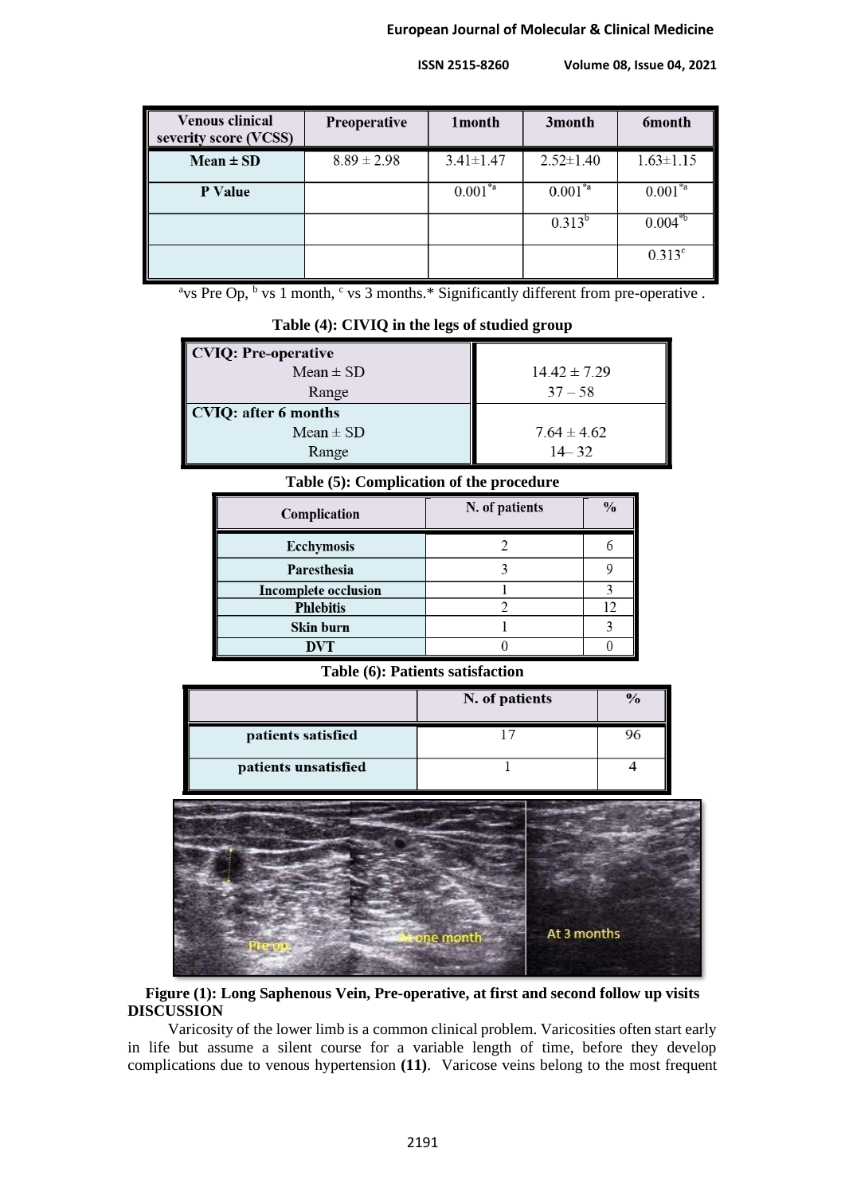| Venous clinical severity score (VCSS) | Preoperative | 1month | 3month | 6month |
|---|---|---|---|---|
| Mean ± SD | 8.89 ± 2.98 | 3.41±1.47 | 2.52±1.40 | 1.63±1.15 |
| P Value | | 0.001[*a] | 0.001[*a] | 0.001[*a] |
| | | | 0.313[b] | 0.004[*b] |
| | | | | 0.313[c] |

[a]vs Pre Op, [b] vs 1 month, [c] vs 3 months.* Significantly different from pre-operative .

**Table (4): CIVIQ in the legs of studied group**

| | |
|---|---|
| **CVIQ: Pre-operative** | |
| Mean ± SD | 14.42 ± 7.29 |
| Range | 37 – 58 |
| **CVIQ: after 6 months** | |
| Mean ± SD | 7.64 ± 4.62 |
| Range | 14– 32 |

**Table (5): Complication of the procedure**

| Complication | N. of patients | % |
|---|---|---|
| Ecchymosis | 2 | 6 |
| Paresthesia | 3 | 9 |
| Incomplete occlusion | 1 | 3 |
| Phlebitis | 2 | 12 |
| Skin burn | 1 | 3 |
| DVT | 0 | 0 |

**Table (6): Patients satisfaction**

| | N. of patients | % |
|---|---|---|
| patients satisfied | 17 | 96 |
| patients unsatisfied | 1 | 4 |

Pre op.

At one month

At 3 months

**Figure (1): Long Saphenous Vein, Pre-operative, at first and second follow up visits**

## DISCUSSION

Varicosity of the lower limb is a common clinical problem. Varicosities often start early in life but assume a silent course for a variable length of time, before they develop complications due to venous hypertension **(11)**. Varicose veins belong to the most frequent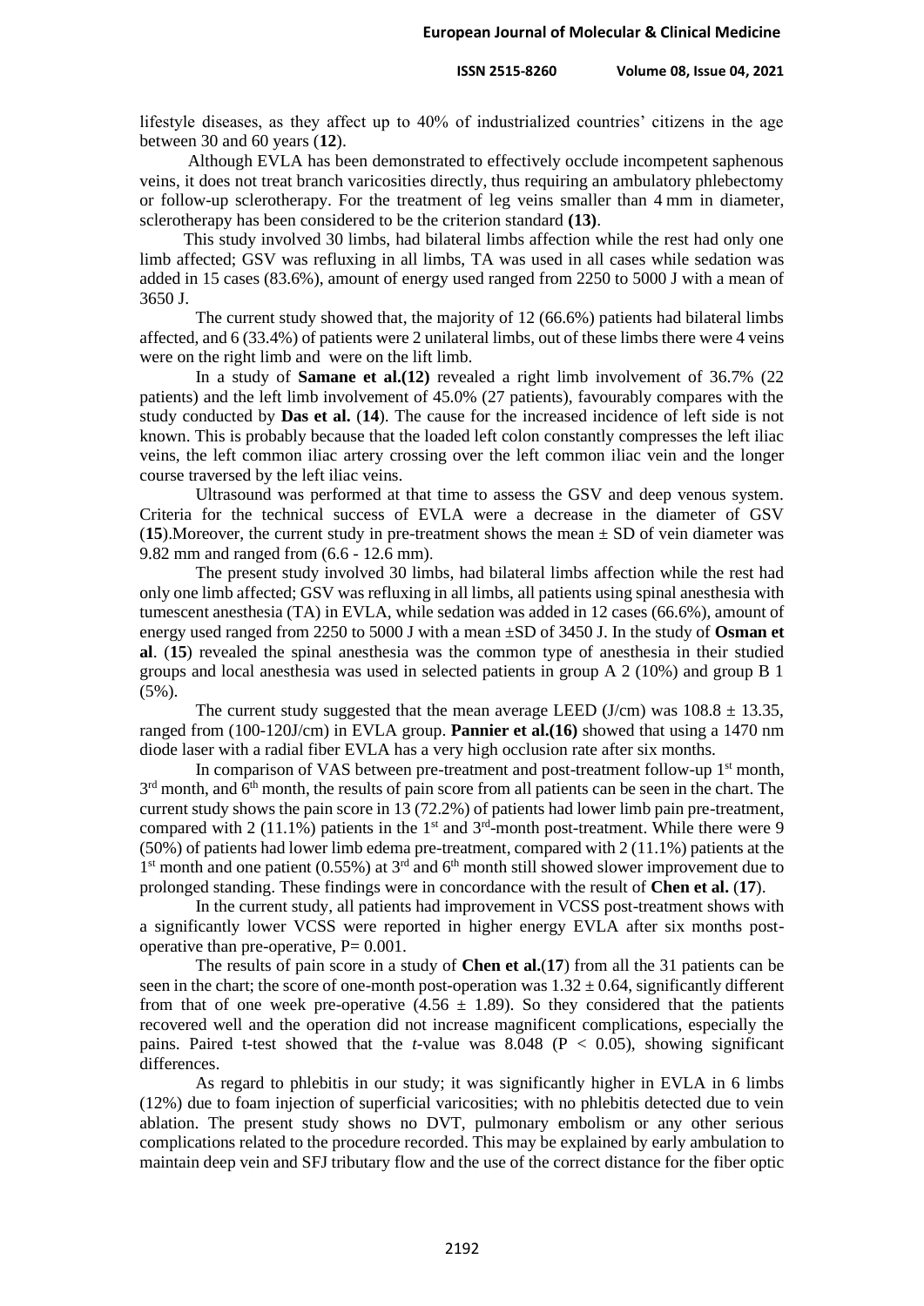lifestyle diseases, as they affect up to 40% of industrialized countries' citizens in the age between 30 and 60 years (**12**).

Although EVLA has been demonstrated to effectively occlude incompetent saphenous veins, it does not treat branch varicosities directly, thus requiring an ambulatory phlebectomy or follow-up sclerotherapy. For the treatment of leg veins smaller than 4 mm in diameter, sclerotherapy has been considered to be the criterion standard **(13)**.

This study involved 30 limbs, had bilateral limbs affection while the rest had only one limb affected; GSV was refluxing in all limbs, TA was used in all cases while sedation was added in 15 cases (83.6%), amount of energy used ranged from 2250 to 5000 J with a mean of 3650 J.

The current study showed that, the majority of 12 (66.6%) patients had bilateral limbs affected, and 6 (33.4%) of patients were 2 unilateral limbs, out of these limbs there were 4 veins were on the right limb and were on the lift limb.

In a study of **Samane et al.(12)** revealed a right limb involvement of 36.7% (22 patients) and the left limb involvement of 45.0% (27 patients), favourably compares with the study conducted by **Das et al.** (**14**). The cause for the increased incidence of left side is not known. This is probably because that the loaded left colon constantly compresses the left iliac veins, the left common iliac artery crossing over the left common iliac vein and the longer course traversed by the left iliac veins.

Ultrasound was performed at that time to assess the GSV and deep venous system. Criteria for the technical success of EVLA were a decrease in the diameter of GSV (**15**).Moreover, the current study in pre-treatment shows the mean ± SD of vein diameter was 9.82 mm and ranged from (6.6 - 12.6 mm).

The present study involved 30 limbs, had bilateral limbs affection while the rest had only one limb affected; GSV was refluxing in all limbs, all patients using spinal anesthesia with tumescent anesthesia (TA) in EVLA, while sedation was added in 12 cases (66.6%), amount of energy used ranged from 2250 to 5000 J with a mean ±SD of 3450 J. In the study of **Osman et al**. (**15**) revealed the spinal anesthesia was the common type of anesthesia in their studied groups and local anesthesia was used in selected patients in group A 2 (10%) and group B 1 (5%).

The current study suggested that the mean average LEED (J/cm) was 108.8 ± 13.35, ranged from (100-120J/cm) in EVLA group. **Pannier et al.(16)** showed that using a 1470 nm diode laser with a radial fiber EVLA has a very high occlusion rate after six months.

In comparison of VAS between pre-treatment and post-treatment follow-up 1st month, 3rd month, and 6th month, the results of pain score from all patients can be seen in the chart. The current study shows the pain score in 13 (72.2%) of patients had lower limb pain pre-treatment, compared with 2 (11.1%) patients in the 1st and 3rd-month post-treatment. While there were 9 (50%) of patients had lower limb edema pre-treatment, compared with 2 (11.1%) patients at the 1st month and one patient (0.55%) at 3rd and 6th month still showed slower improvement due to prolonged standing. These findings were in concordance with the result of **Chen et al.** (**17**).

In the current study, all patients had improvement in VCSS post-treatment shows with a significantly lower VCSS were reported in higher energy EVLA after six months post-operative than pre-operative, P= 0.001.

The results of pain score in a study of **Chen et al.**(**17**) from all the 31 patients can be seen in the chart; the score of one-month post-operation was 1.32 ± 0.64, significantly different from that of one week pre-operative (4.56 ± 1.89). So they considered that the patients recovered well and the operation did not increase magnificent complications, especially the pains. Paired t-test showed that the *t*-value was 8.048 ($P < 0.05$), showing significant differences.

As regard to phlebitis in our study; it was significantly higher in EVLA in 6 limbs (12%) due to foam injection of superficial varicosities; with no phlebitis detected due to vein ablation. The present study shows no DVT, pulmonary embolism or any other serious complications related to the procedure recorded. This may be explained by early ambulation to maintain deep vein and SFJ tributary flow and the use of the correct distance for the fiber optic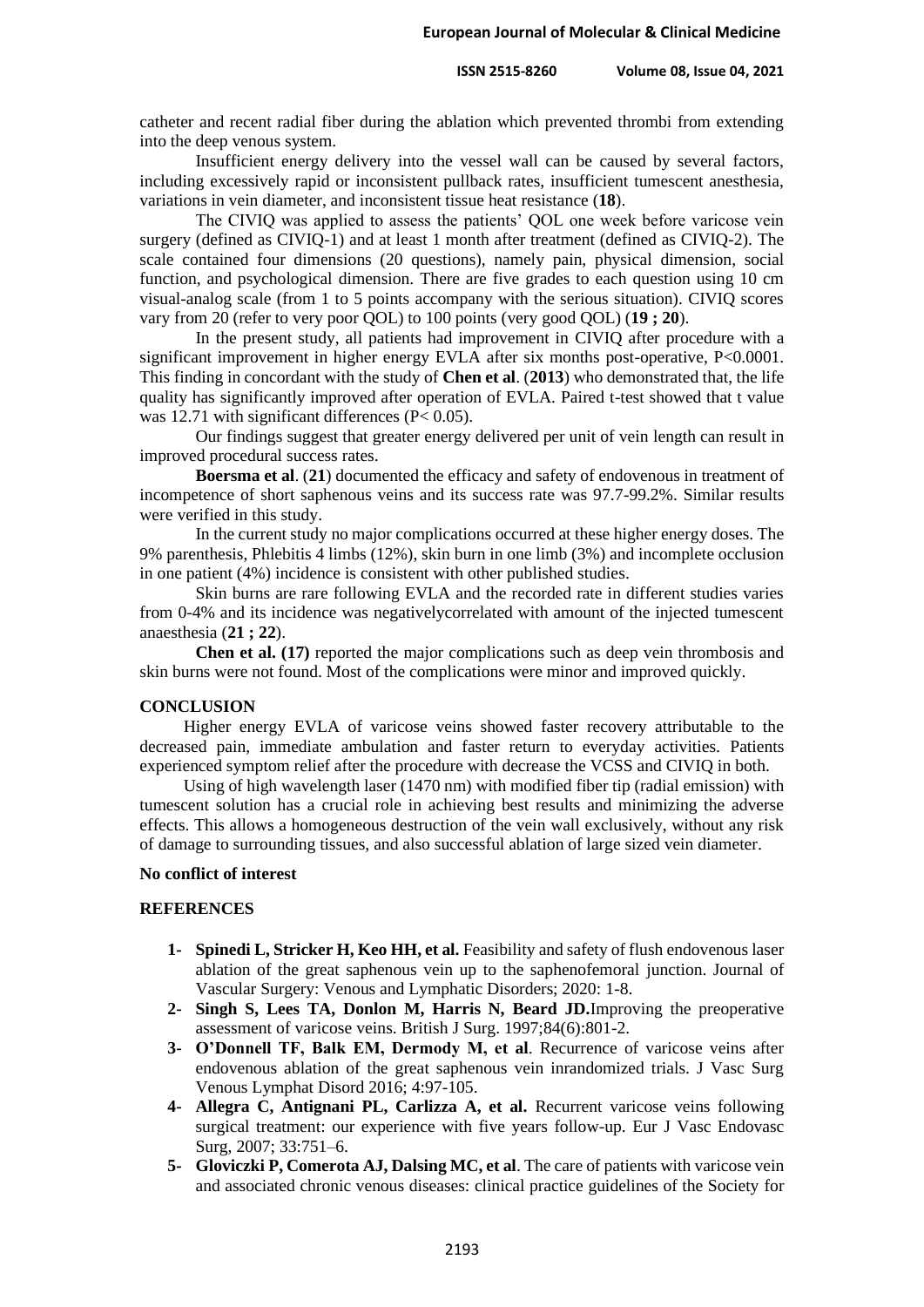catheter and recent radial fiber during the ablation which prevented thrombi from extending into the deep venous system.

Insufficient energy delivery into the vessel wall can be caused by several factors, including excessively rapid or inconsistent pullback rates, insufficient tumescent anesthesia, variations in vein diameter, and inconsistent tissue heat resistance (**18**).

The CIVIQ was applied to assess the patients' QOL one week before varicose vein surgery (defined as CIVIQ-1) and at least 1 month after treatment (defined as CIVIQ-2). The scale contained four dimensions (20 questions), namely pain, physical dimension, social function, and psychological dimension. There are five grades to each question using 10 cm visual-analog scale (from 1 to 5 points accompany with the serious situation). CIVIQ scores vary from 20 (refer to very poor QOL) to 100 points (very good QOL) (**19 ; 20**).

In the present study, all patients had improvement in CIVIQ after procedure with a significant improvement in higher energy EVLA after six months post-operative, $P<0.0001$. This finding in concordant with the study of **Chen et al**. (**2013**) who demonstrated that, the life quality has significantly improved after operation of EVLA. Paired t-test showed that t value was 12.71 with significant differences ($P< 0.05$).

Our findings suggest that greater energy delivered per unit of vein length can result in improved procedural success rates.

**Boersma et al**. (**21**) documented the efficacy and safety of endovenous in treatment of incompetence of short saphenous veins and its success rate was 97.7-99.2%. Similar results were verified in this study.

In the current study no major complications occurred at these higher energy doses. The 9% parenthesis, Phlebitis 4 limbs (12%), skin burn in one limb (3%) and incomplete occlusion in one patient (4%) incidence is consistent with other published studies.

Skin burns are rare following EVLA and the recorded rate in different studies varies from 0-4% and its incidence was negativelycorrelated with amount of the injected tumescent anaesthesia (**21 ; 22**).

**Chen et al. (17)** reported the major complications such as deep vein thrombosis and skin burns were not found. Most of the complications were minor and improved quickly.

## CONCLUSION

Higher energy EVLA of varicose veins showed faster recovery attributable to the decreased pain, immediate ambulation and faster return to everyday activities. Patients experienced symptom relief after the procedure with decrease the VCSS and CIVIQ in both.

Using of high wavelength laser (1470 nm) with modified fiber tip (radial emission) with tumescent solution has a crucial role in achieving best results and minimizing the adverse effects. This allows a homogeneous destruction of the vein wall exclusively, without any risk of damage to surrounding tissues, and also successful ablation of large sized vein diameter.

**No conflict of interest**

## REFERENCES

1- **Spinedi L, Stricker H, Keo HH, et al.** Feasibility and safety of flush endovenous laser ablation of the great saphenous vein up to the saphenofemoral junction. Journal of Vascular Surgery: Venous and Lymphatic Disorders; 2020: 1-8.

2- **Singh S, Lees TA, Donlon M, Harris N, Beard JD.**Improving the preoperative assessment of varicose veins. British J Surg. 1997;84(6):801-2.

3- **O'Donnell TF, Balk EM, Dermody M, et al**. Recurrence of varicose veins after endovenous ablation of the great saphenous vein inrandomized trials. J Vasc Surg Venous Lymphat Disord 2016; 4:97-105.

4- **Allegra C, Antignani PL, Carlizza A, et al.** Recurrent varicose veins following surgical treatment: our experience with five years follow-up. Eur J Vasc Endovasc Surg, 2007; 33:751–6.

5- **Gloviczki P, Comerota AJ, Dalsing MC, et al**. The care of patients with varicose vein and associated chronic venous diseases: clinical practice guidelines of the Society for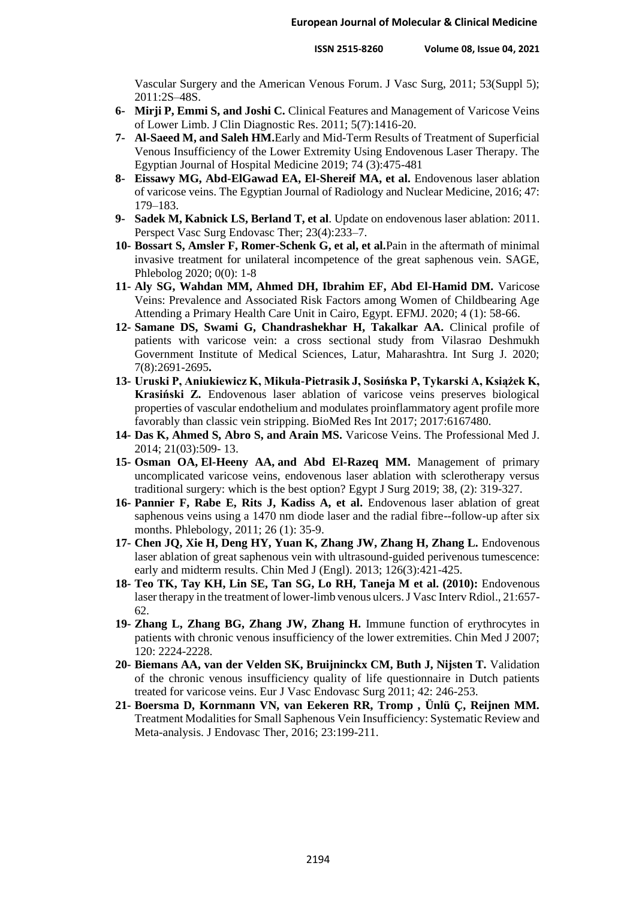Vascular Surgery and the American Venous Forum. J Vasc Surg, 2011; 53(Suppl 5); 2011:2S–48S.

6- **Mirji P, Emmi S, and Joshi C.** Clinical Features and Management of Varicose Veins of Lower Limb. J Clin Diagnostic Res. 2011; 5(7):1416-20.

7- **Al-Saeed M, and Saleh HM.**Early and Mid-Term Results of Treatment of Superficial Venous Insufficiency of the Lower Extremity Using Endovenous Laser Therapy. The Egyptian Journal of Hospital Medicine 2019; 74 (3):475-481

8- **Eissawy MG, Abd-ElGawad EA, El-Shereif MA, et al.** Endovenous laser ablation of varicose veins. The Egyptian Journal of Radiology and Nuclear Medicine, 2016; 47: 179–183.

9- **Sadek M, Kabnick LS, Berland T, et al**. Update on endovenous laser ablation: 2011. Perspect Vasc Surg Endovasc Ther; 23(4):233–7.

10- **Bossart S, Amsler F, Romer-Schenk G, et al, et al.**Pain in the aftermath of minimal invasive treatment for unilateral incompetence of the great saphenous vein. SAGE, Phlebolog 2020; 0(0): 1-8

11- **Aly SG, Wahdan MM, Ahmed DH, Ibrahim EF, Abd El-Hamid DM.** Varicose Veins: Prevalence and Associated Risk Factors among Women of Childbearing Age Attending a Primary Health Care Unit in Cairo, Egypt. EFMJ. 2020; 4 (1): 58-66.

12- **Samane DS, Swami G, Chandrashekhar H, Takalkar AA.** Clinical profile of patients with varicose vein: a cross sectional study from Vilasrao Deshmukh Government Institute of Medical Sciences, Latur, Maharashtra. Int Surg J. 2020; 7(8):2691-2695**.**

13- **Uruski P, Aniukiewicz K, Mikuła-Pietrasik J, Sosińska P, Tykarski A, Książek K, Krasiński Z.** Endovenous laser ablation of varicose veins preserves biological properties of vascular endothelium and modulates proinflammatory agent profile more favorably than classic vein stripping. BioMed Res Int 2017; 2017:6167480.

14- **Das K, Ahmed S, Abro S, and Arain MS.** Varicose Veins. The Professional Med J. 2014; 21(03):509- 13.

15- **Osman OA, El-Heeny AA, and Abd El-Razeq MM.** Management of primary uncomplicated varicose veins, endovenous laser ablation with sclerotherapy versus traditional surgery: which is the best option? Egypt J Surg 2019; 38, (2): 319-327.

16- **Pannier F, Rabe E, Rits J, Kadiss A, et al.** Endovenous laser ablation of great saphenous veins using a 1470 nm diode laser and the radial fibre--follow-up after six months. Phlebology, 2011; 26 (1): 35-9.

17- **Chen JQ, Xie H, Deng HY, Yuan K, Zhang JW, Zhang H, Zhang L.** Endovenous laser ablation of great saphenous vein with ultrasound-guided perivenous tumescence: early and midterm results. Chin Med J (Engl). 2013; 126(3):421-425.

18- **Teo TK, Tay KH, Lin SE, Tan SG, Lo RH, Taneja M et al. (2010):** Endovenous laser therapy in the treatment of lower-limb venous ulcers. J Vasc Interv Rdiol., 21:657-62.

19- **Zhang L, Zhang BG, Zhang JW, Zhang H.** Immune function of erythrocytes in patients with chronic venous insufficiency of the lower extremities. Chin Med J 2007; 120: 2224-2228.

20- **Biemans AA, van der Velden SK, Bruijninckx CM, Buth J, Nijsten T.** Validation of the chronic venous insufficiency quality of life questionnaire in Dutch patients treated for varicose veins. Eur J Vasc Endovasc Surg 2011; 42: 246-253.

21- **Boersma D, Kornmann VN, van Eekeren RR, Tromp , Ünlü Ç, Reijnen MM.** Treatment Modalities for Small Saphenous Vein Insufficiency: Systematic Review and Meta-analysis. J Endovasc Ther, 2016; 23:199-211.